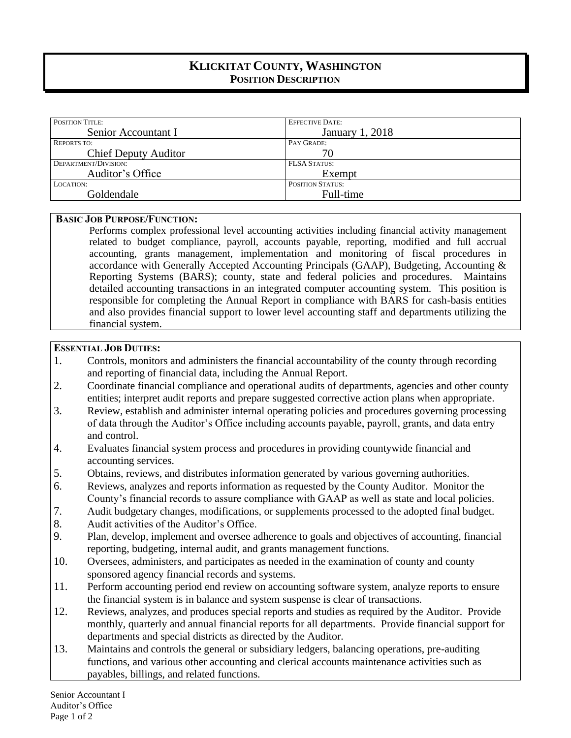# KLICKITAT COUNTY, WASHINGTON
## POSITION DESCRIPTION

| POSITION TITLE: | EFFECTIVE DATE: |
|---|---|
| Senior Accountant I | January 1, 2018 |
| REPORTS TO: | PAY GRADE: |
| Chief Deputy Auditor | 70 |
| DEPARTMENT/DIVISION: | FLSA STATUS: |
| Auditor's Office | Exempt |
| LOCATION: | POSITION STATUS: |
| Goldendale | Full-time |

**BASIC JOB PURPOSE/FUNCTION:**

Performs complex professional level accounting activities including financial activity management related to budget compliance, payroll, accounts payable, reporting, modified and full accrual accounting, grants management, implementation and monitoring of fiscal procedures in accordance with Generally Accepted Accounting Principals (GAAP), Budgeting, Accounting & Reporting Systems (BARS); county, state and federal policies and procedures. Maintains detailed accounting transactions in an integrated computer accounting system. This position is responsible for completing the Annual Report in compliance with BARS for cash-basis entities and also provides financial support to lower level accounting staff and departments utilizing the financial system.

**ESSENTIAL JOB DUTIES:**

1. Controls, monitors and administers the financial accountability of the county through recording and reporting of financial data, including the Annual Report.
2. Coordinate financial compliance and operational audits of departments, agencies and other county entities; interpret audit reports and prepare suggested corrective action plans when appropriate.
3. Review, establish and administer internal operating policies and procedures governing processing of data through the Auditor's Office including accounts payable, payroll, grants, and data entry and control.
4. Evaluates financial system process and procedures in providing countywide financial and accounting services.
5. Obtains, reviews, and distributes information generated by various governing authorities.
6. Reviews, analyzes and reports information as requested by the County Auditor. Monitor the County's financial records to assure compliance with GAAP as well as state and local policies.
7. Audit budgetary changes, modifications, or supplements processed to the adopted final budget.
8. Audit activities of the Auditor's Office.
9. Plan, develop, implement and oversee adherence to goals and objectives of accounting, financial reporting, budgeting, internal audit, and grants management functions.
10. Oversees, administers, and participates as needed in the examination of county and county sponsored agency financial records and systems.
11. Perform accounting period end review on accounting software system, analyze reports to ensure the financial system is in balance and system suspense is clear of transactions.
12. Reviews, analyzes, and produces special reports and studies as required by the Auditor. Provide monthly, quarterly and annual financial reports for all departments. Provide financial support for departments and special districts as directed by the Auditor.
13. Maintains and controls the general or subsidiary ledgers, balancing operations, pre-auditing functions, and various other accounting and clerical accounts maintenance activities such as payables, billings, and related functions.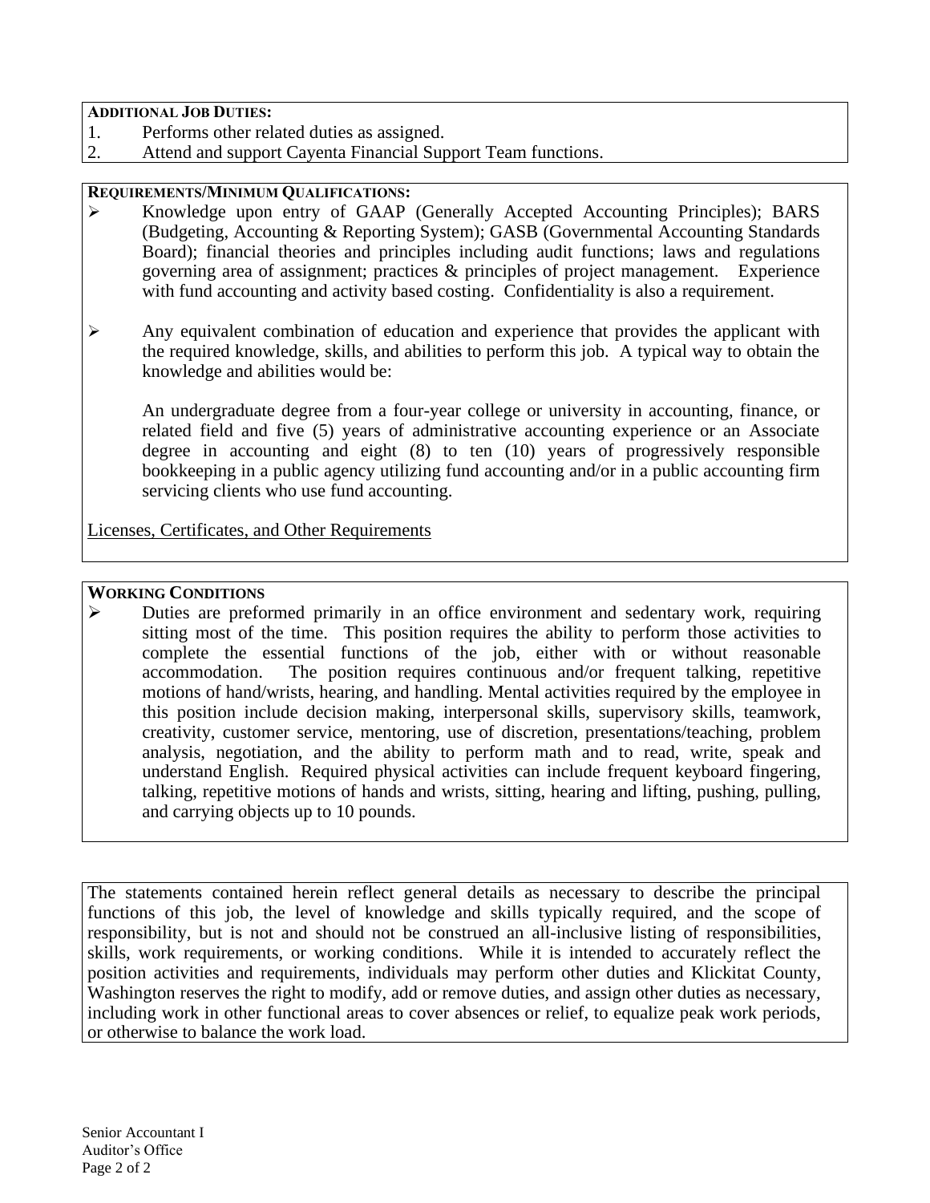**ADDITIONAL JOB DUTIES:**

1. Performs other related duties as assigned.
2. Attend and support Cayenta Financial Support Team functions.

**REQUIREMENTS/MINIMUM QUALIFICATIONS:**

- Knowledge upon entry of GAAP (Generally Accepted Accounting Principles); BARS (Budgeting, Accounting & Reporting System); GASB (Governmental Accounting Standards Board); financial theories and principles including audit functions; laws and regulations governing area of assignment; practices & principles of project management. Experience with fund accounting and activity based costing. Confidentiality is also a requirement.

- Any equivalent combination of education and experience that provides the applicant with the required knowledge, skills, and abilities to perform this job. A typical way to obtain the knowledge and abilities would be:

  An undergraduate degree from a four-year college or university in accounting, finance, or related field and five (5) years of administrative accounting experience or an Associate degree in accounting and eight (8) to ten (10) years of progressively responsible bookkeeping in a public agency utilizing fund accounting and/or in a public accounting firm servicing clients who use fund accounting.

Licenses, Certificates, and Other Requirements

**WORKING CONDITIONS**

- Duties are preformed primarily in an office environment and sedentary work, requiring sitting most of the time. This position requires the ability to perform those activities to complete the essential functions of the job, either with or without reasonable accommodation. The position requires continuous and/or frequent talking, repetitive motions of hand/wrists, hearing, and handling. Mental activities required by the employee in this position include decision making, interpersonal skills, supervisory skills, teamwork, creativity, customer service, mentoring, use of discretion, presentations/teaching, problem analysis, negotiation, and the ability to perform math and to read, write, speak and understand English. Required physical activities can include frequent keyboard fingering, talking, repetitive motions of hands and wrists, sitting, hearing and lifting, pushing, pulling, and carrying objects up to 10 pounds.

The statements contained herein reflect general details as necessary to describe the principal functions of this job, the level of knowledge and skills typically required, and the scope of responsibility, but is not and should not be construed an all-inclusive listing of responsibilities, skills, work requirements, or working conditions. While it is intended to accurately reflect the position activities and requirements, individuals may perform other duties and Klickitat County, Washington reserves the right to modify, add or remove duties, and assign other duties as necessary, including work in other functional areas to cover absences or relief, to equalize peak work periods, or otherwise to balance the work load.